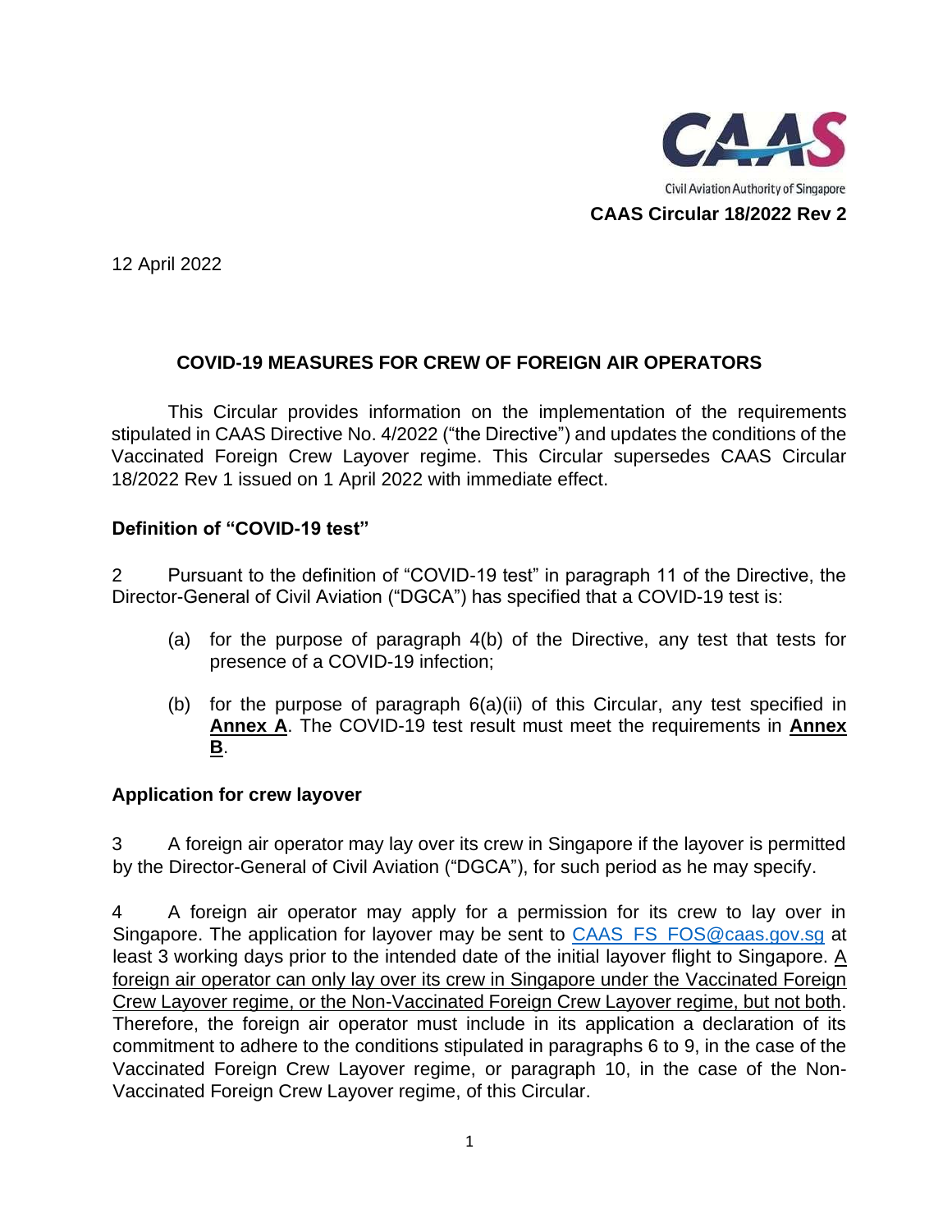Civil Aviation Authority of Singapore

**CAAS Circular 18/2022 Rev 2**

12 April 2022

## COVID-19 MEASURES FOR CREW OF FOREIGN AIR OPERATORS

This Circular provides information on the implementation of the requirements stipulated in CAAS Directive No. 4/2022 ("the Directive") and updates the conditions of the Vaccinated Foreign Crew Layover regime. This Circular supersedes CAAS Circular 18/2022 Rev 1 issued on 1 April 2022 with immediate effect.

### Definition of "COVID-19 test"

2 Pursuant to the definition of "COVID-19 test" in paragraph 11 of the Directive, the Director-General of Civil Aviation ("DGCA") has specified that a COVID-19 test is:

(a) for the purpose of paragraph 4(b) of the Directive, any test that tests for presence of a COVID-19 infection;

(b) for the purpose of paragraph 6(a)(ii) of this Circular, any test specified in **Annex A**. The COVID-19 test result must meet the requirements in **Annex B**.

### Application for crew layover

3 A foreign air operator may lay over its crew in Singapore if the layover is permitted by the Director-General of Civil Aviation ("DGCA"), for such period as he may specify.

4 A foreign air operator may apply for a permission for its crew to lay over in Singapore. The application for layover may be sent to CAAS_FS_FOS@caas.gov.sg at least 3 working days prior to the intended date of the initial layover flight to Singapore. A foreign air operator can only lay over its crew in Singapore under the Vaccinated Foreign Crew Layover regime, or the Non-Vaccinated Foreign Crew Layover regime, but not both. Therefore, the foreign air operator must include in its application a declaration of its commitment to adhere to the conditions stipulated in paragraphs 6 to 9, in the case of the Vaccinated Foreign Crew Layover regime, or paragraph 10, in the case of the Non-Vaccinated Foreign Crew Layover regime, of this Circular.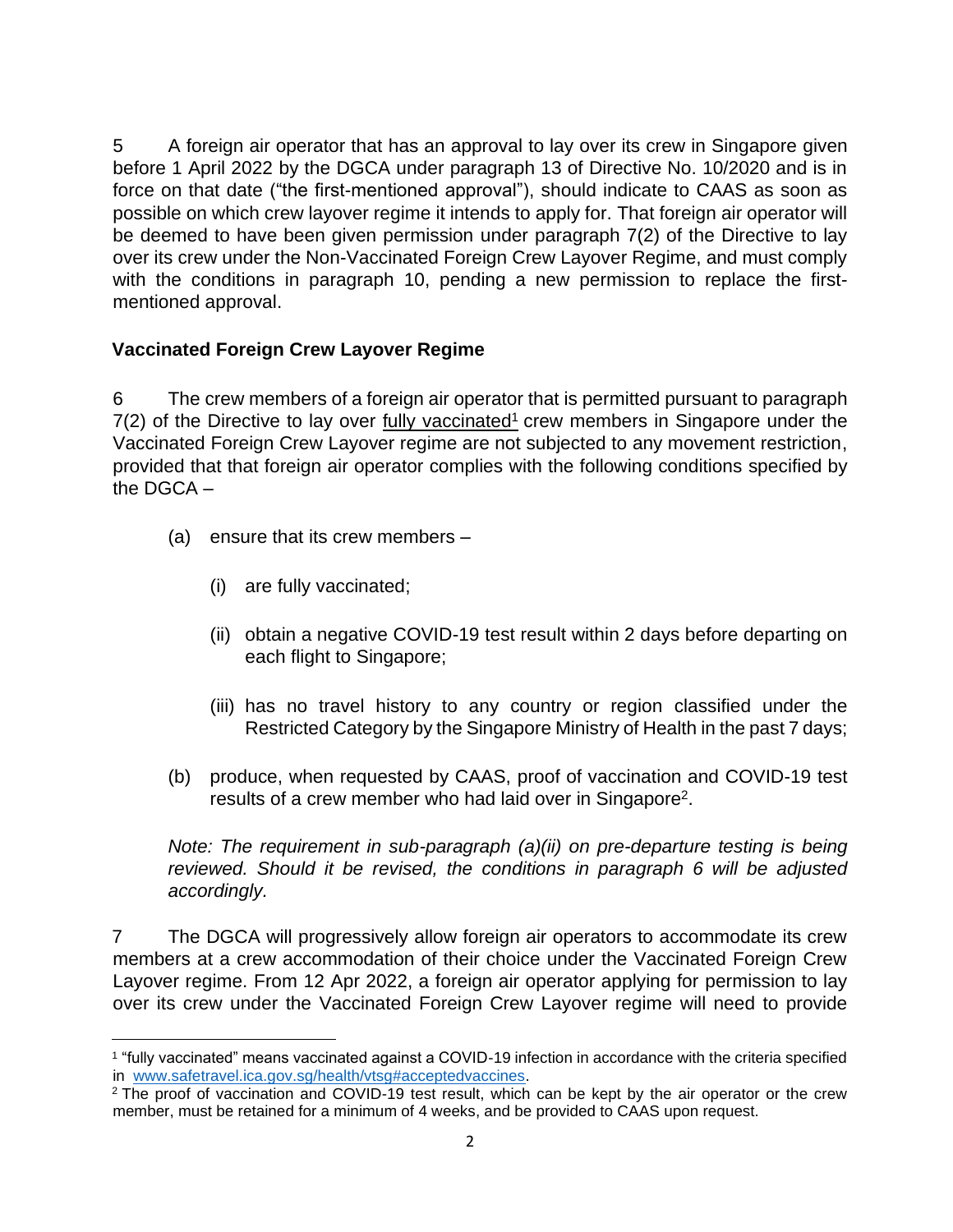5 A foreign air operator that has an approval to lay over its crew in Singapore given before 1 April 2022 by the DGCA under paragraph 13 of Directive No. 10/2020 and is in force on that date ("the first-mentioned approval"), should indicate to CAAS as soon as possible on which crew layover regime it intends to apply for. That foreign air operator will be deemed to have been given permission under paragraph 7(2) of the Directive to lay over its crew under the Non-Vaccinated Foreign Crew Layover Regime, and must comply with the conditions in paragraph 10, pending a new permission to replace the first-mentioned approval.

### Vaccinated Foreign Crew Layover Regime

6 The crew members of a foreign air operator that is permitted pursuant to paragraph 7(2) of the Directive to lay over fully vaccinated[1] crew members in Singapore under the Vaccinated Foreign Crew Layover regime are not subjected to any movement restriction, provided that that foreign air operator complies with the following conditions specified by the DGCA –

(a) ensure that its crew members –

(i) are fully vaccinated;

(ii) obtain a negative COVID-19 test result within 2 days before departing on each flight to Singapore;

(iii) has no travel history to any country or region classified under the Restricted Category by the Singapore Ministry of Health in the past 7 days;

(b) produce, when requested by CAAS, proof of vaccination and COVID-19 test results of a crew member who had laid over in Singapore[2].

*Note: The requirement in sub-paragraph (a)(ii) on pre-departure testing is being reviewed. Should it be revised, the conditions in paragraph 6 will be adjusted accordingly.*

7 The DGCA will progressively allow foreign air operators to accommodate its crew members at a crew accommodation of their choice under the Vaccinated Foreign Crew Layover regime. From 12 Apr 2022, a foreign air operator applying for permission to lay over its crew under the Vaccinated Foreign Crew Layover regime will need to provide

---

[1] "fully vaccinated" means vaccinated against a COVID-19 infection in accordance with the criteria specified in www.safetravel.ica.gov.sg/health/vtsg#acceptedvaccines.

[2] The proof of vaccination and COVID-19 test result, which can be kept by the air operator or the crew member, must be retained for a minimum of 4 weeks, and be provided to CAAS upon request.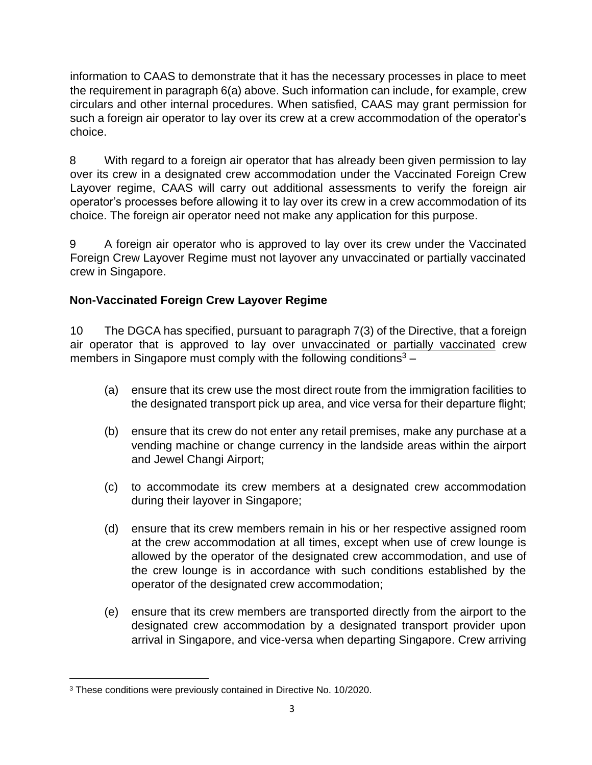information to CAAS to demonstrate that it has the necessary processes in place to meet the requirement in paragraph 6(a) above. Such information can include, for example, crew circulars and other internal procedures. When satisfied, CAAS may grant permission for such a foreign air operator to lay over its crew at a crew accommodation of the operator's choice.

8 With regard to a foreign air operator that has already been given permission to lay over its crew in a designated crew accommodation under the Vaccinated Foreign Crew Layover regime, CAAS will carry out additional assessments to verify the foreign air operator's processes before allowing it to lay over its crew in a crew accommodation of its choice. The foreign air operator need not make any application for this purpose.

9 A foreign air operator who is approved to lay over its crew under the Vaccinated Foreign Crew Layover Regime must not layover any unvaccinated or partially vaccinated crew in Singapore.

## Non-Vaccinated Foreign Crew Layover Regime

10 The DGCA has specified, pursuant to paragraph 7(3) of the Directive, that a foreign air operator that is approved to lay over unvaccinated or partially vaccinated crew members in Singapore must comply with the following conditions[3] –

(a) ensure that its crew use the most direct route from the immigration facilities to the designated transport pick up area, and vice versa for their departure flight;

(b) ensure that its crew do not enter any retail premises, make any purchase at a vending machine or change currency in the landside areas within the airport and Jewel Changi Airport;

(c) to accommodate its crew members at a designated crew accommodation during their layover in Singapore;

(d) ensure that its crew members remain in his or her respective assigned room at the crew accommodation at all times, except when use of crew lounge is allowed by the operator of the designated crew accommodation, and use of the crew lounge is in accordance with such conditions established by the operator of the designated crew accommodation;

(e) ensure that its crew members are transported directly from the airport to the designated crew accommodation by a designated transport provider upon arrival in Singapore, and vice-versa when departing Singapore. Crew arriving

[3] These conditions were previously contained in Directive No. 10/2020.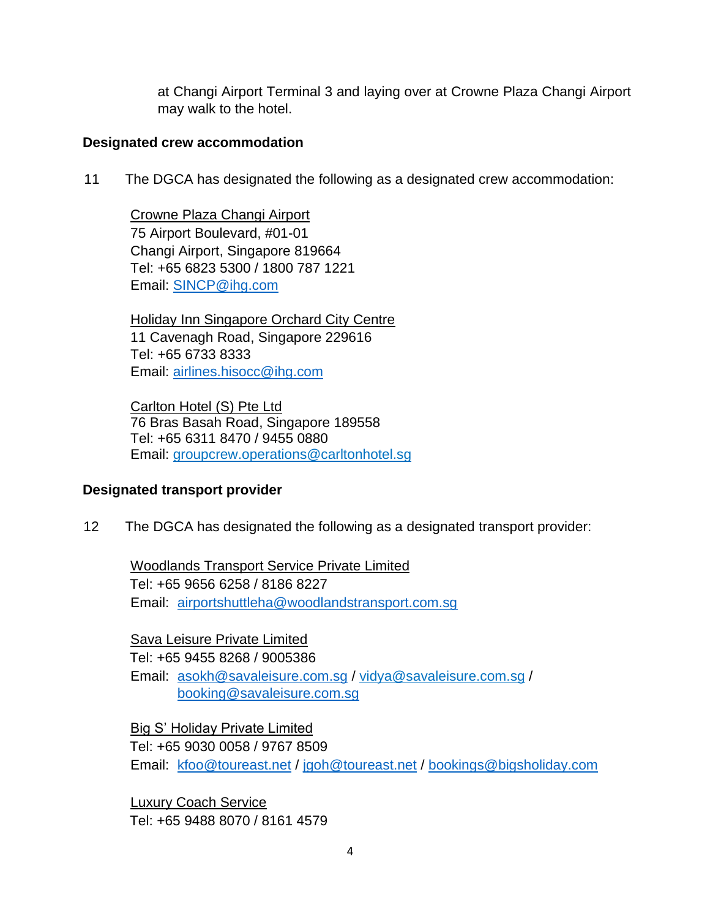at Changi Airport Terminal 3 and laying over at Crowne Plaza Changi Airport may walk to the hotel.

**Designated crew accommodation**

11 The DGCA has designated the following as a designated crew accommodation:

Crowne Plaza Changi Airport
75 Airport Boulevard, #01-01
Changi Airport, Singapore 819664
Tel: +65 6823 5300 / 1800 787 1221
Email: SINCP@ihg.com

Holiday Inn Singapore Orchard City Centre
11 Cavenagh Road, Singapore 229616
Tel: +65 6733 8333
Email: airlines.hisocc@ihg.com

Carlton Hotel (S) Pte Ltd
76 Bras Basah Road, Singapore 189558
Tel: +65 6311 8470 / 9455 0880
Email: groupcrew.operations@carltonhotel.sg

**Designated transport provider**

12 The DGCA has designated the following as a designated transport provider:

Woodlands Transport Service Private Limited
Tel: +65 9656 6258 / 8186 8227
Email: airportshuttleha@woodlandstransport.com.sg

Sava Leisure Private Limited
Tel: +65 9455 8268 / 9005386
Email: asokh@savaleisure.com.sg / vidya@savaleisure.com.sg / booking@savaleisure.com.sg

Big S' Holiday Private Limited
Tel: +65 9030 0058 / 9767 8509
Email: kfoo@toureast.net / jgoh@toureast.net / bookings@bigsholiday.com

Luxury Coach Service
Tel: +65 9488 8070 / 8161 4579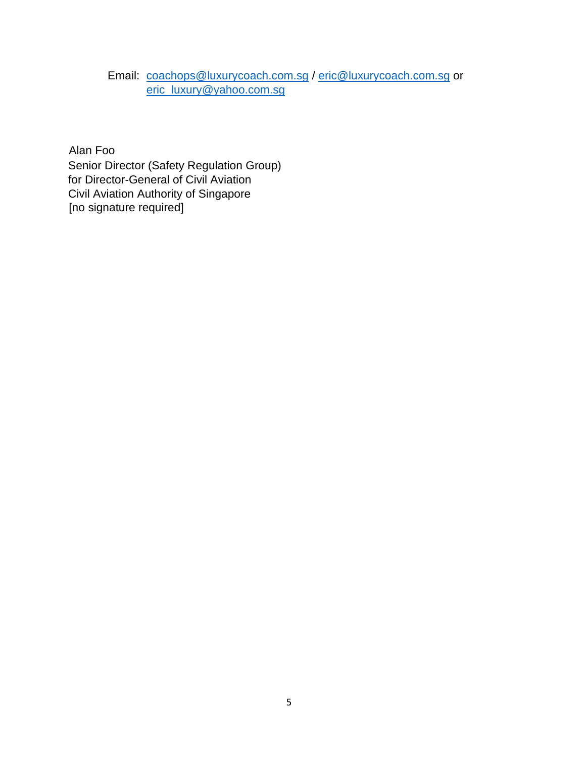Email: coachops@luxurycoach.com.sg / eric@luxurycoach.com.sg or eric_luxury@yahoo.com.sg

Alan Foo
Senior Director (Safety Regulation Group)
for Director-General of Civil Aviation
Civil Aviation Authority of Singapore
[no signature required]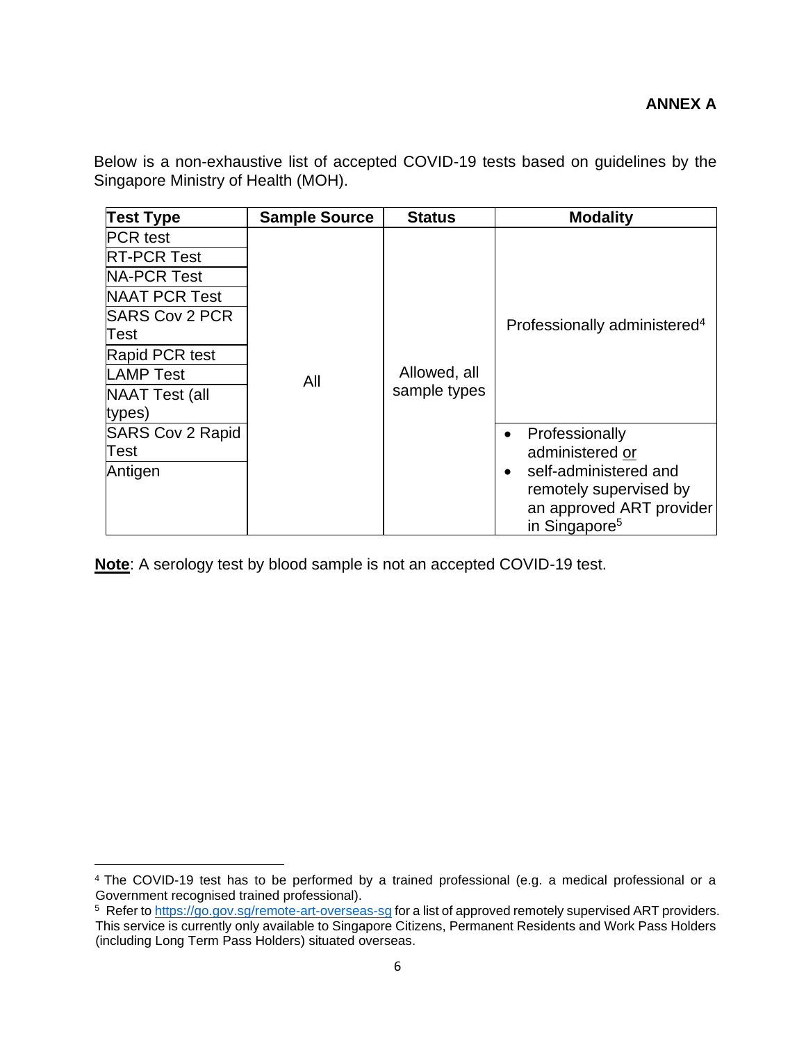**ANNEX A**

Below is a non-exhaustive list of accepted COVID-19 tests based on guidelines by the Singapore Ministry of Health (MOH).

| Test Type | Sample Source | Status | Modality |
|---|---|---|---|
| PCR test | All | Allowed, all sample types | Professionally administered[4] |
| RT-PCR Test | | | |
| NA-PCR Test | | | |
| NAAT PCR Test | | | |
| SARS Cov 2 PCR Test | | | |
| Rapid PCR test | | | |
| LAMP Test | | | |
| NAAT Test (all types) | | | |
| SARS Cov 2 Rapid Test | | | • Professionally administered <u>or</u> • self-administered and remotely supervised by an approved ART provider in Singapore[5] |
| Antigen | | | |

**<u>Note</u>**: A serology test by blood sample is not an accepted COVID-19 test.

---

[4] The COVID-19 test has to be performed by a trained professional (e.g. a medical professional or a Government recognised trained professional).

[5] Refer to https://go.gov.sg/remote-art-overseas-sg for a list of approved remotely supervised ART providers. This service is currently only available to Singapore Citizens, Permanent Residents and Work Pass Holders (including Long Term Pass Holders) situated overseas.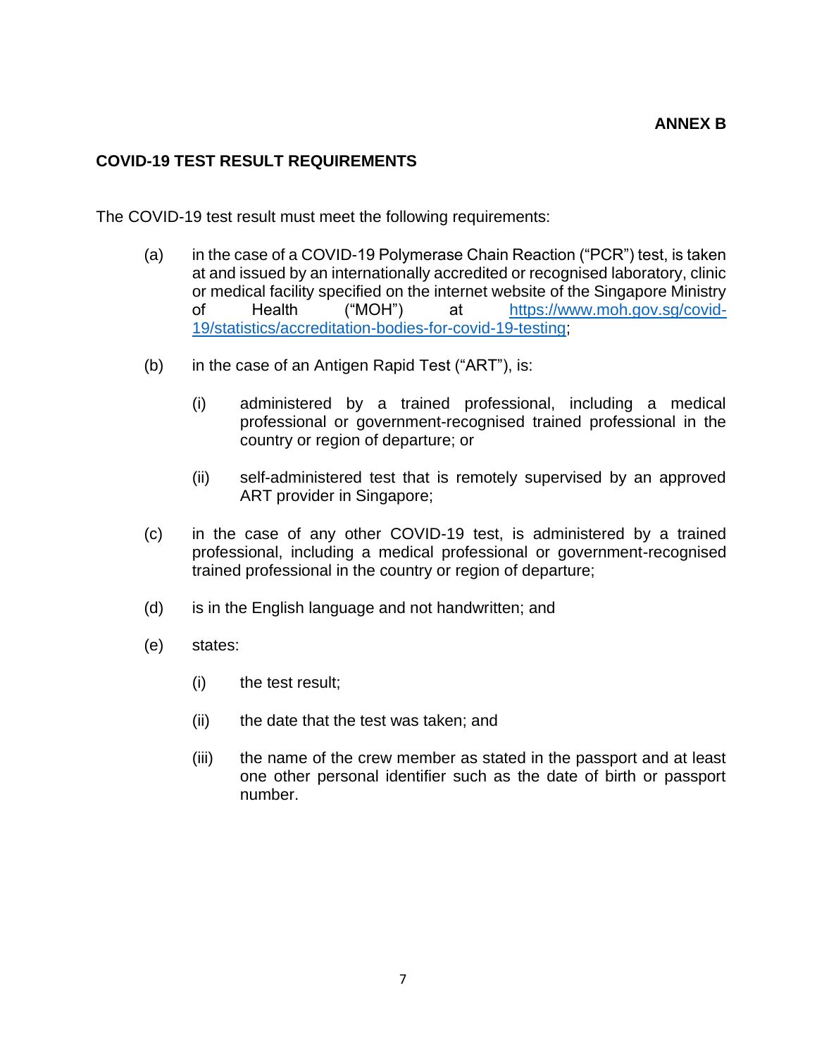**ANNEX B**

## COVID-19 TEST RESULT REQUIREMENTS

The COVID-19 test result must meet the following requirements:

(a) in the case of a COVID-19 Polymerase Chain Reaction ("PCR") test, is taken at and issued by an internationally accredited or recognised laboratory, clinic or medical facility specified on the internet website of the Singapore Ministry of Health ("MOH") at [https://www.moh.gov.sg/covid-19/statistics/accreditation-bodies-for-covid-19-testing](https://www.moh.gov.sg/covid-19/statistics/accreditation-bodies-for-covid-19-testing);

(b) in the case of an Antigen Rapid Test ("ART"), is:

  (i) administered by a trained professional, including a medical professional or government-recognised trained professional in the country or region of departure; or

  (ii) self-administered test that is remotely supervised by an approved ART provider in Singapore;

(c) in the case of any other COVID-19 test, is administered by a trained professional, including a medical professional or government-recognised trained professional in the country or region of departure;

(d) is in the English language and not handwritten; and

(e) states:

  (i) the test result;

  (ii) the date that the test was taken; and

  (iii) the name of the crew member as stated in the passport and at least one other personal identifier such as the date of birth or passport number.